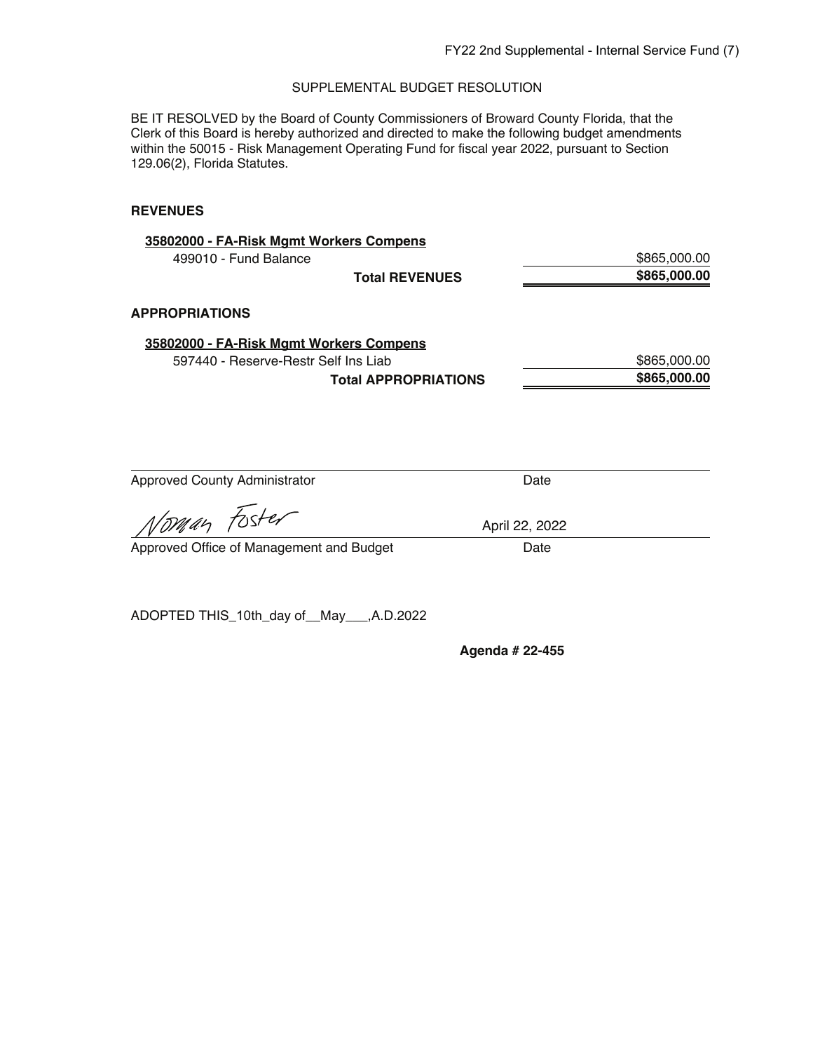FY22 2nd Supplemental - Internal Service Fund (7)

SUPPLEMENTAL BUDGET RESOLUTION

BE IT RESOLVED by the Board of County Commissioners of Broward County Florida, that the Clerk of this Board is hereby authorized and directed to make the following budget amendments within the 50015 - Risk Management Operating Fund for fiscal year 2022, pursuant to Section 129.06(2), Florida Statutes.

**REVENUES**

| | |
|---|---|
| **35802000 - FA-Risk Mgmt Workers Compens** | |
| 499010 - Fund Balance | \$865,000.00 |
| **Total REVENUES** | **\$865,000.00** |

**APPROPRIATIONS**

| | |
|---|---|
| **35802000 - FA-Risk Mgmt Workers Compens** | |
| 597440 - Reserve-Restr Self Ins Liab | \$865,000.00 |
| **Total APPROPRIATIONS** | **\$865,000.00** |

Approved County Administrator &nbsp;&nbsp;&nbsp;&nbsp; Date

Norman Foster &nbsp;&nbsp;&nbsp;&nbsp; April 22, 2022

Approved Office of Management and Budget &nbsp;&nbsp;&nbsp;&nbsp; Date

ADOPTED THIS_10th_day of__May___,A.D.2022

**Agenda # 22-455**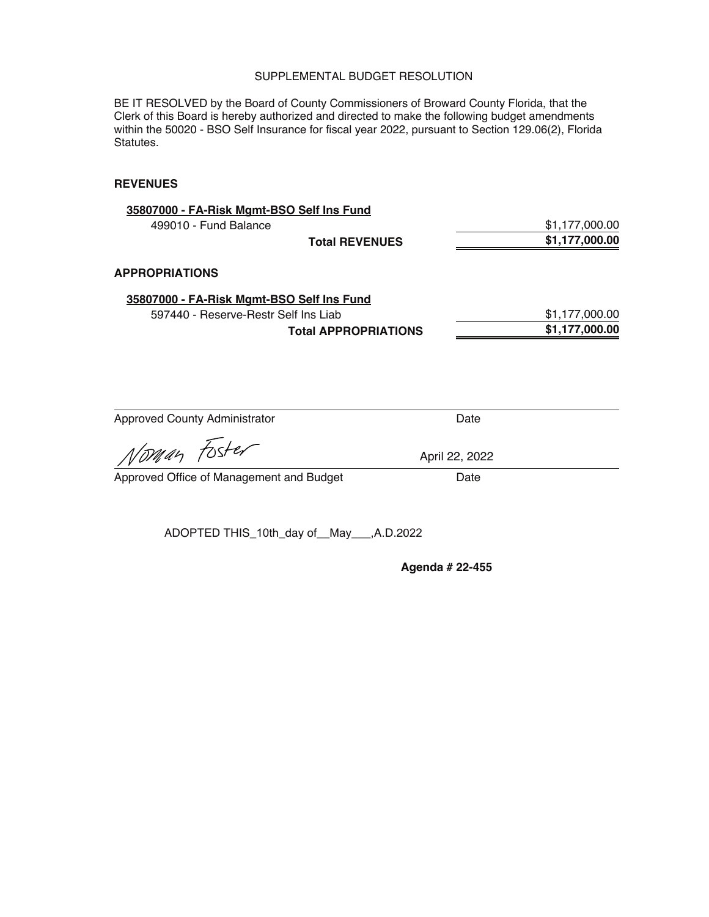SUPPLEMENTAL BUDGET RESOLUTION

BE IT RESOLVED by the Board of County Commissioners of Broward County Florida, that the Clerk of this Board is hereby authorized and directed to make the following budget amendments within the 50020 - BSO Self Insurance for fiscal year 2022, pursuant to Section 129.06(2), Florida Statutes.

**REVENUES**

**35807000 - FA-Risk Mgmt-BSO Self Ins Fund**

| | |
|---|---|
| 499010 - Fund Balance | $1,177,000.00 |
| **Total REVENUES** | **$1,177,000.00** |

**APPROPRIATIONS**

**35807000 - FA-Risk Mgmt-BSO Self Ins Fund**

| | |
|---|---|
| 597440 - Reserve-Restr Self Ins Liab | $1,177,000.00 |
| **Total APPROPRIATIONS** | **$1,177,000.00** |

Approved County Administrator — Date

Norman Foster — April 22, 2022

Approved Office of Management and Budget — Date

ADOPTED THIS_10th_day of__May___,A.D.2022

**Agenda # 22-455**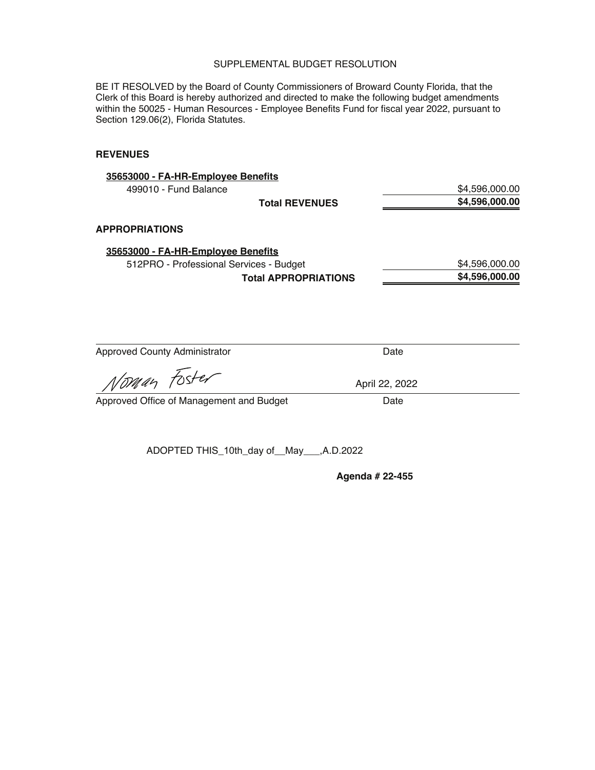SUPPLEMENTAL BUDGET RESOLUTION

BE IT RESOLVED by the Board of County Commissioners of Broward County Florida, that the Clerk of this Board is hereby authorized and directed to make the following budget amendments within the 50025 - Human Resources - Employee Benefits Fund for fiscal year 2022, pursuant to Section 129.06(2), Florida Statutes.

**REVENUES**

| | |
|---|---|
| **35653000 - FA-HR-Employee Benefits** | |
| 499010 - Fund Balance | $4,596,000.00 |
| **Total REVENUES** | **$4,596,000.00** |

**APPROPRIATIONS**

| | |
|---|---|
| **35653000 - FA-HR-Employee Benefits** | |
| 512PRO - Professional Services - Budget | $4,596,000.00 |
| **Total APPROPRIATIONS** | **$4,596,000.00** |

Approved County Administrator Date

Norman Foster April 22, 2022

Approved Office of Management and Budget Date

ADOPTED THIS_10th_day of__May___,A.D.2022

**Agenda # 22-455**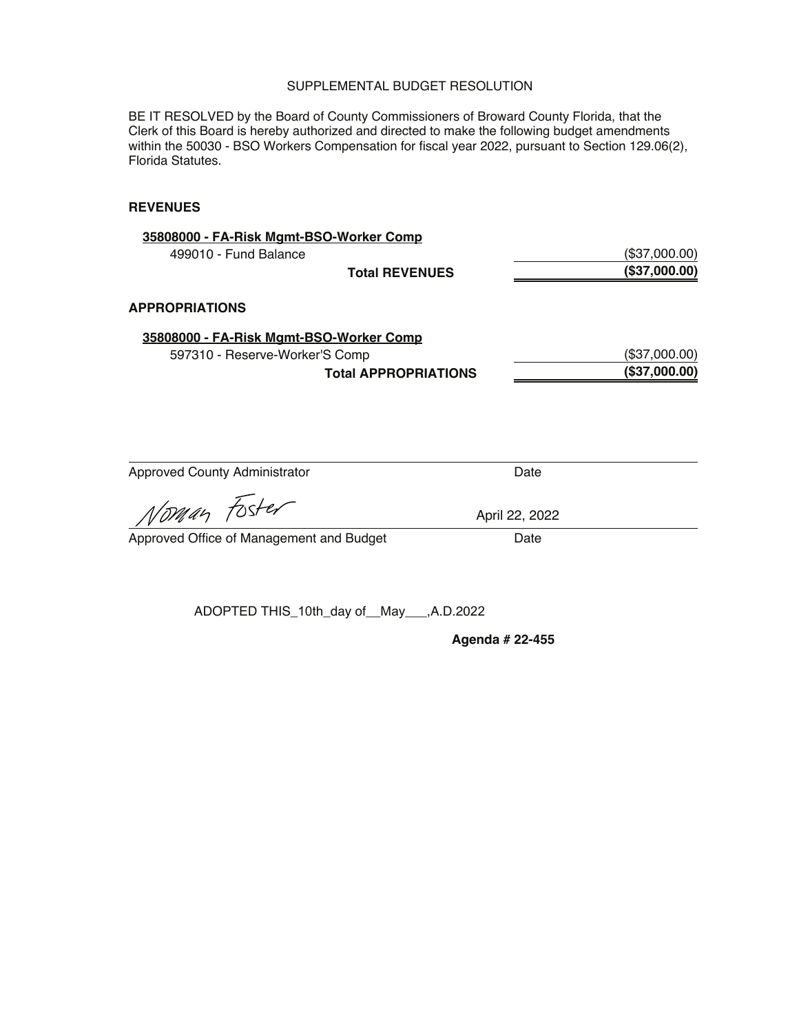# SUPPLEMENTAL BUDGET RESOLUTION

BE IT RESOLVED by the Board of County Commissioners of Broward County Florida, that the Clerk of this Board is hereby authorized and directed to make the following budget amendments within the 50030 - BSO Workers Compensation for fiscal year 2022, pursuant to Section 129.06(2), Florida Statutes.

**REVENUES**

**35808000 - FA-Risk Mgmt-BSO-Worker Comp**

| | |
|---|---|
| 499010 - Fund Balance | ($37,000.00) |
| **Total REVENUES** | **($37,000.00)** |

**APPROPRIATIONS**

**35808000 - FA-Risk Mgmt-BSO-Worker Comp**

| | |
|---|---|
| 597310 - Reserve-Worker'S Comp | ($37,000.00) |
| **Total APPROPRIATIONS** | **($37,000.00)** |

Approved County Administrator &nbsp;&nbsp;&nbsp;&nbsp; Date

Norman Foster &nbsp;&nbsp;&nbsp;&nbsp; April 22, 2022

Approved Office of Management and Budget &nbsp;&nbsp;&nbsp;&nbsp; Date

ADOPTED THIS_10th_day of__May___,A.D.2022

**Agenda # 22-455**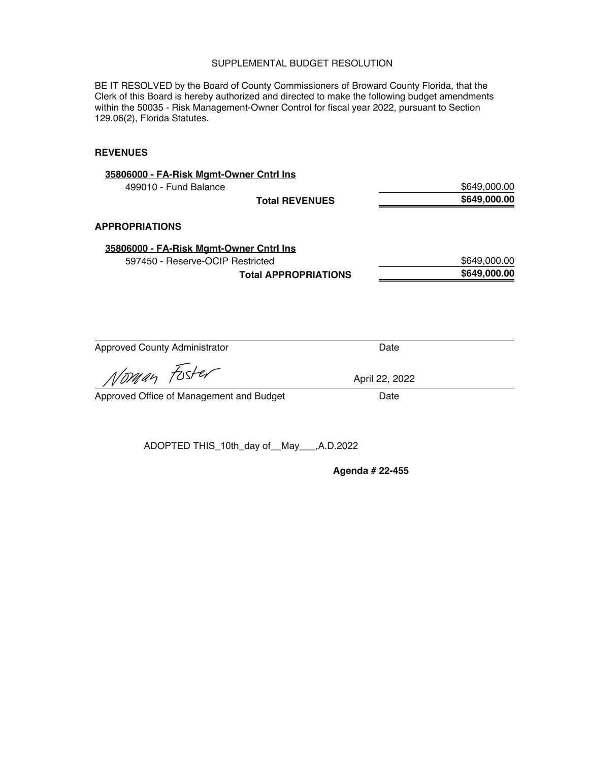SUPPLEMENTAL BUDGET RESOLUTION

BE IT RESOLVED by the Board of County Commissioners of Broward County Florida, that the Clerk of this Board is hereby authorized and directed to make the following budget amendments within the 50035 - Risk Management-Owner Control for fiscal year 2022, pursuant to Section 129.06(2), Florida Statutes.

**REVENUES**

**35806000 - FA-Risk Mgmt-Owner Cntrl Ins**

| | |
|---|---:|
| 499010 - Fund Balance | $649,000.00 |
| **Total REVENUES** | **$649,000.00** |

**APPROPRIATIONS**

**35806000 - FA-Risk Mgmt-Owner Cntrl Ins**

| | |
|---|---:|
| 597450 - Reserve-OCIP Restricted | $649,000.00 |
| **Total APPROPRIATIONS** | **$649,000.00** |

Approved County Administrator　　　　Date

Norman Foster　　　　April 22, 2022

Approved Office of Management and Budget　　　　Date

ADOPTED THIS_10th_day of__May___,A.D.2022

**Agenda # 22-455**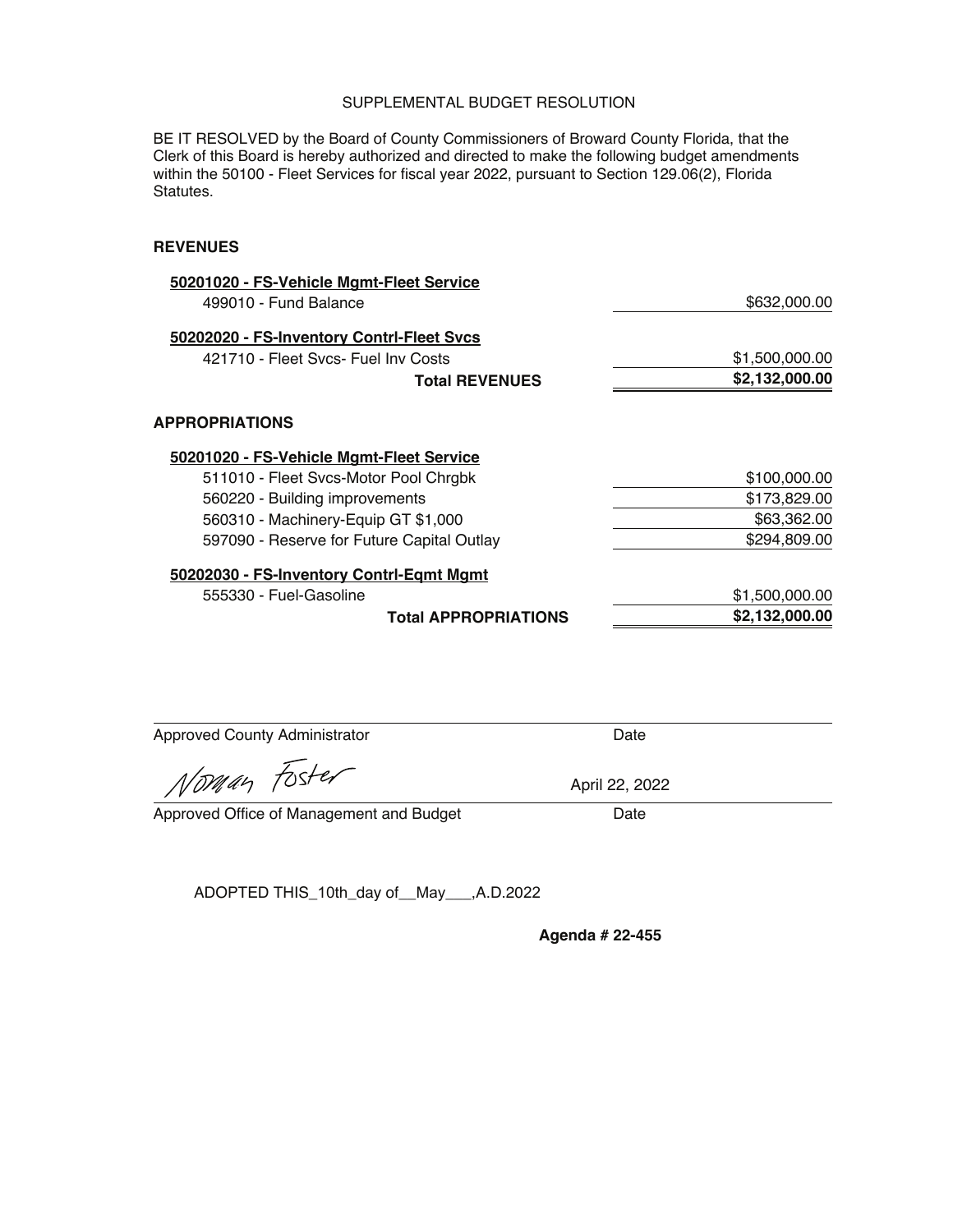# SUPPLEMENTAL BUDGET RESOLUTION

BE IT RESOLVED by the Board of County Commissioners of Broward County Florida, that the Clerk of this Board is hereby authorized and directed to make the following budget amendments within the 50100 - Fleet Services for fiscal year 2022, pursuant to Section 129.06(2), Florida Statutes.

## REVENUES

| | |
|---|---|
| **50201020 - FS-Vehicle Mgmt-Fleet Service** | |
| 499010 - Fund Balance | $632,000.00 |
| **50202020 - FS-Inventory Contrl-Fleet Svcs** | |
| 421710 - Fleet Svcs- Fuel Inv Costs | $1,500,000.00 |
| **Total REVENUES** | **$2,132,000.00** |

## APPROPRIATIONS

| | |
|---|---|
| **50201020 - FS-Vehicle Mgmt-Fleet Service** | |
| 511010 - Fleet Svcs-Motor Pool Chrgbk | $100,000.00 |
| 560220 - Building improvements | $173,829.00 |
| 560310 - Machinery-Equip GT $1,000 | $63,362.00 |
| 597090 - Reserve for Future Capital Outlay | $294,809.00 |
| **50202030 - FS-Inventory Contrl-Eqmt Mgmt** | |
| 555330 - Fuel-Gasoline | $1,500,000.00 |
| **Total APPROPRIATIONS** | **$2,132,000.00** |

Approved County Administrator &nbsp;&nbsp;&nbsp;&nbsp; Date

Norman Foster &nbsp;&nbsp;&nbsp;&nbsp; April 22, 2022

Approved Office of Management and Budget &nbsp;&nbsp;&nbsp;&nbsp; Date

ADOPTED THIS_10th_day of__May___,A.D.2022

**Agenda # 22-455**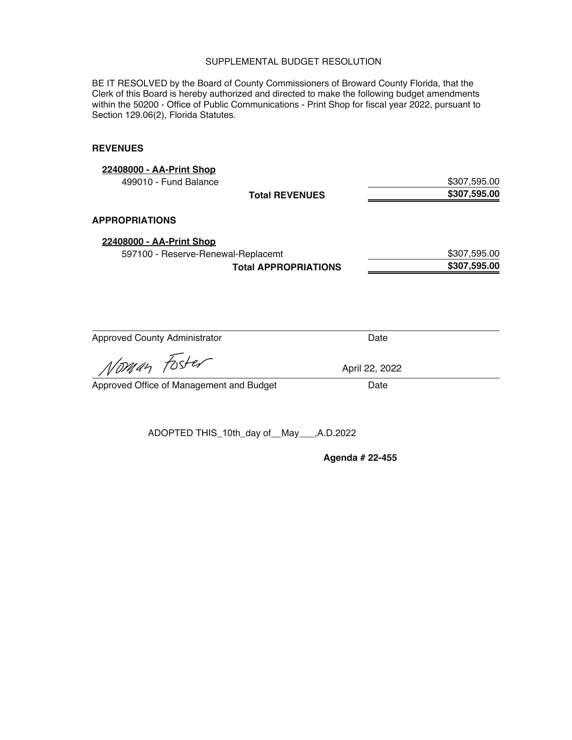SUPPLEMENTAL BUDGET RESOLUTION

BE IT RESOLVED by the Board of County Commissioners of Broward County Florida, that the Clerk of this Board is hereby authorized and directed to make the following budget amendments within the 50200 - Office of Public Communications - Print Shop for fiscal year 2022, pursuant to Section 129.06(2), Florida Statutes.

**REVENUES**

| | |
|---|---|
| **22408000 - AA-Print Shop** | |
| 499010 - Fund Balance | $307,595.00 |
| **Total REVENUES** | **$307,595.00** |

**APPROPRIATIONS**

| | |
|---|---|
| **22408000 - AA-Print Shop** | |
| 597100 - Reserve-Renewal-Replacemt | $307,595.00 |
| **Total APPROPRIATIONS** | **$307,595.00** |

Approved County Administrator — Date

Norman Foster — April 22, 2022

Approved Office of Management and Budget — Date

ADOPTED THIS_10th_day of__May___,A.D.2022

**Agenda # 22-455**